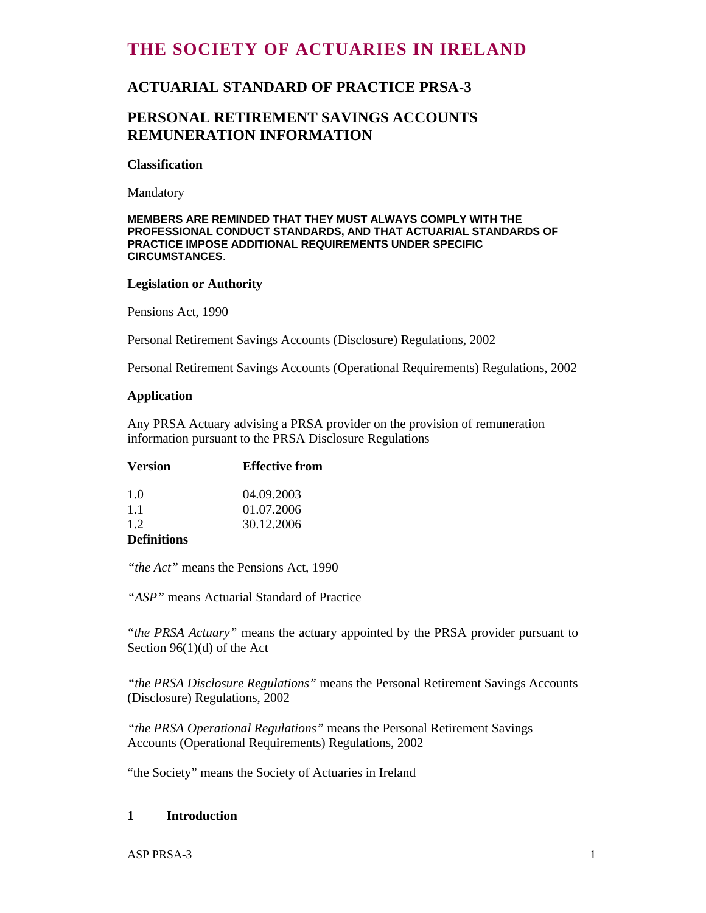# THE SOCIETY OF ACTUARIES IN IRELAND

## ACTUARIAL STANDARD OF PRACTICE PRSA-3

## PERSONAL RETIREMENT SAVINGS ACCOUNTS REMUNERATION INFORMATION

**Classification**

Mandatory

**MEMBERS ARE REMINDED THAT THEY MUST ALWAYS COMPLY WITH THE PROFESSIONAL CONDUCT STANDARDS, AND THAT ACTUARIAL STANDARDS OF PRACTICE IMPOSE ADDITIONAL REQUIREMENTS UNDER SPECIFIC CIRCUMSTANCES**.

**Legislation or Authority**

Pensions Act, 1990

Personal Retirement Savings Accounts (Disclosure) Regulations, 2002

Personal Retirement Savings Accounts (Operational Requirements) Regulations, 2002

**Application**

Any PRSA Actuary advising a PRSA provider on the provision of remuneration information pursuant to the PRSA Disclosure Regulations

| **Version** | **Effective from** |
|---|---|
| 1.0 | 04.09.2003 |
| 1.1 | 01.07.2006 |
| 1.2 | 30.12.2006 |

**Definitions**

*"the Act"* means the Pensions Act, 1990

*"ASP"* means Actuarial Standard of Practice

*"the PRSA Actuary"* means the actuary appointed by the PRSA provider pursuant to Section 96(1)(d) of the Act

*"the PRSA Disclosure Regulations"* means the Personal Retirement Savings Accounts (Disclosure) Regulations, 2002

*"the PRSA Operational Regulations"* means the Personal Retirement Savings Accounts (Operational Requirements) Regulations, 2002

"the Society" means the Society of Actuaries in Ireland

## 1 Introduction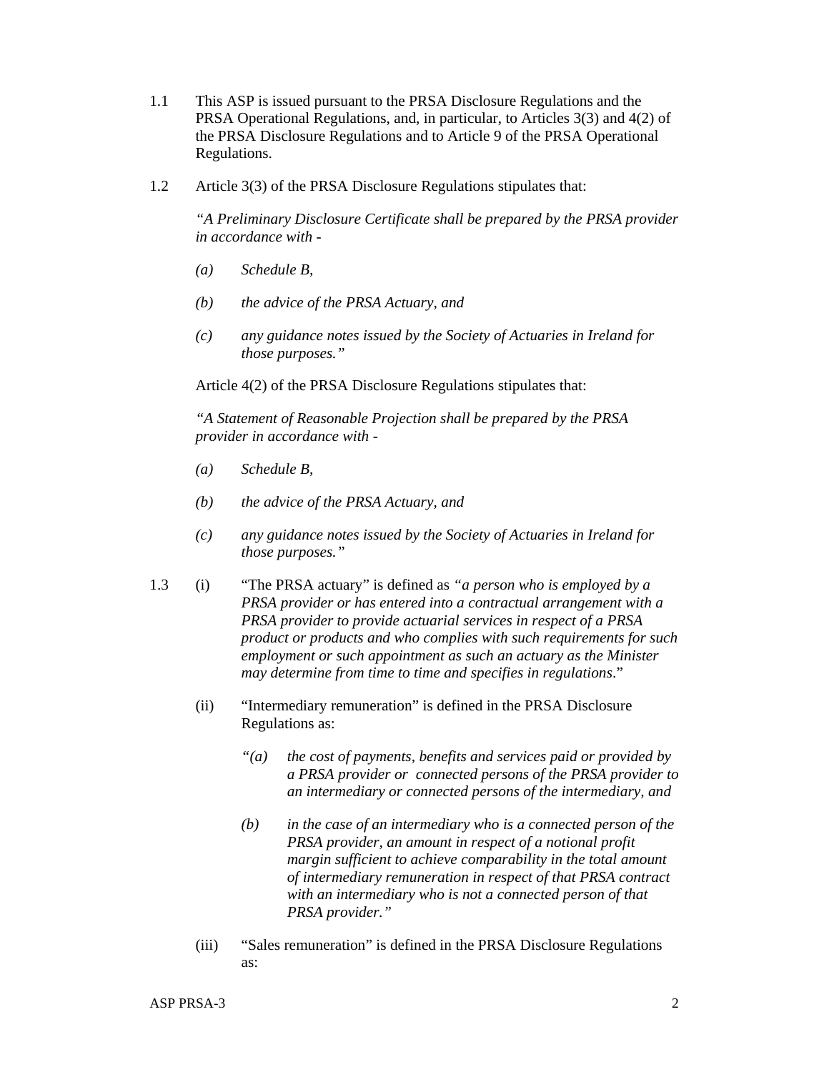1.1 This ASP is issued pursuant to the PRSA Disclosure Regulations and the PRSA Operational Regulations, and, in particular, to Articles 3(3) and 4(2) of the PRSA Disclosure Regulations and to Article 9 of the PRSA Operational Regulations.

1.2 Article 3(3) of the PRSA Disclosure Regulations stipulates that:

*"A Preliminary Disclosure Certificate shall be prepared by the PRSA provider in accordance with -*

*(a) Schedule B,*

*(b) the advice of the PRSA Actuary, and*

*(c) any guidance notes issued by the Society of Actuaries in Ireland for those purposes."*

Article 4(2) of the PRSA Disclosure Regulations stipulates that:

*"A Statement of Reasonable Projection shall be prepared by the PRSA provider in accordance with -*

*(a) Schedule B,*

*(b) the advice of the PRSA Actuary, and*

*(c) any guidance notes issued by the Society of Actuaries in Ireland for those purposes."*

1.3 (i) "The PRSA actuary" is defined as *"a person who is employed by a PRSA provider or has entered into a contractual arrangement with a PRSA provider to provide actuarial services in respect of a PRSA product or products and who complies with such requirements for such employment or such appointment as such an actuary as the Minister may determine from time to time and specifies in regulations*."

(ii) "Intermediary remuneration" is defined in the PRSA Disclosure Regulations as:

*"(a) the cost of payments, benefits and services paid or provided by a PRSA provider or connected persons of the PRSA provider to an intermediary or connected persons of the intermediary, and*

*(b) in the case of an intermediary who is a connected person of the PRSA provider, an amount in respect of a notional profit margin sufficient to achieve comparability in the total amount of intermediary remuneration in respect of that PRSA contract with an intermediary who is not a connected person of that PRSA provider."*

(iii) "Sales remuneration" is defined in the PRSA Disclosure Regulations as: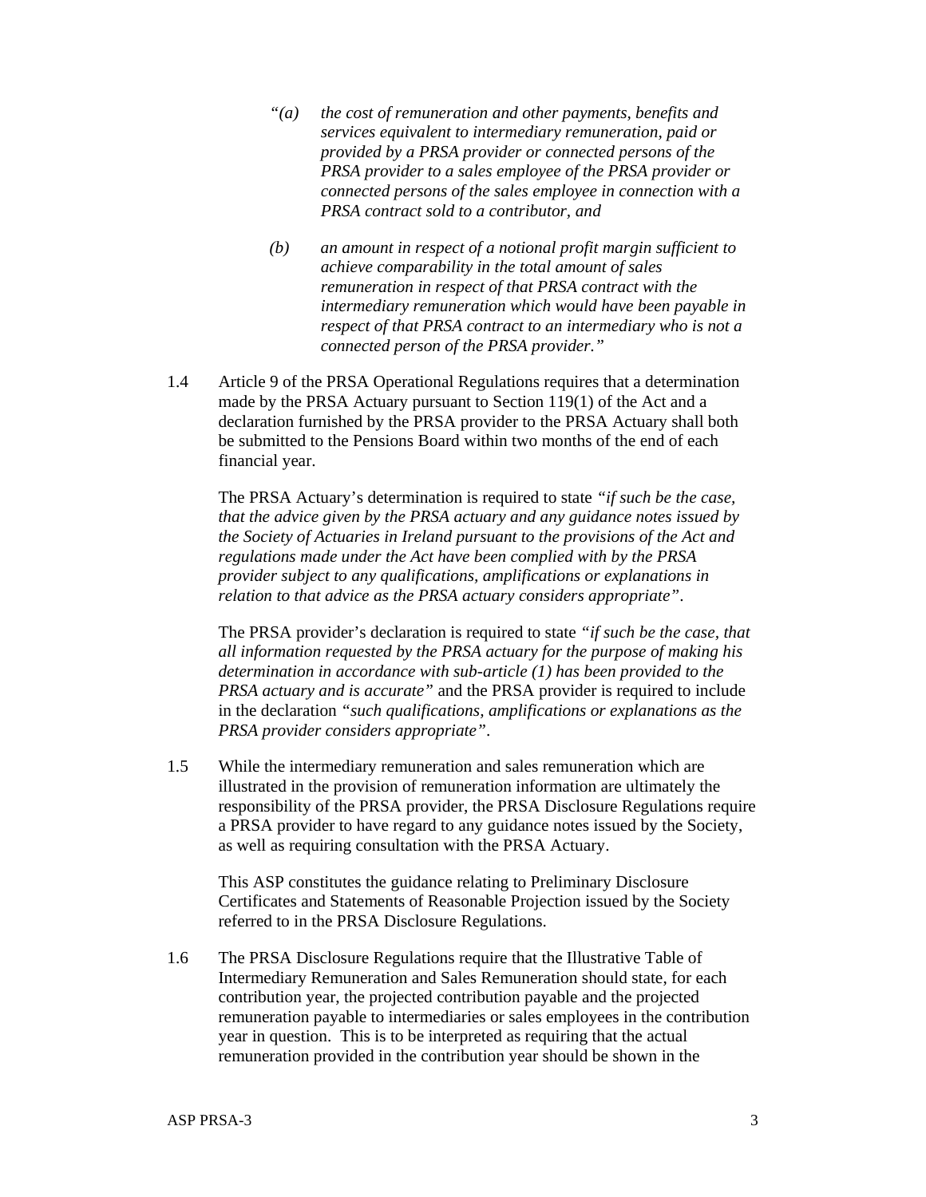*"(a) the cost of remuneration and other payments, benefits and services equivalent to intermediary remuneration, paid or provided by a PRSA provider or connected persons of the PRSA provider to a sales employee of the PRSA provider or connected persons of the sales employee in connection with a PRSA contract sold to a contributor, and*

*(b) an amount in respect of a notional profit margin sufficient to achieve comparability in the total amount of sales remuneration in respect of that PRSA contract with the intermediary remuneration which would have been payable in respect of that PRSA contract to an intermediary who is not a connected person of the PRSA provider."*

1.4 Article 9 of the PRSA Operational Regulations requires that a determination made by the PRSA Actuary pursuant to Section 119(1) of the Act and a declaration furnished by the PRSA provider to the PRSA Actuary shall both be submitted to the Pensions Board within two months of the end of each financial year.

The PRSA Actuary's determination is required to state *"if such be the case, that the advice given by the PRSA actuary and any guidance notes issued by the Society of Actuaries in Ireland pursuant to the provisions of the Act and regulations made under the Act have been complied with by the PRSA provider subject to any qualifications, amplifications or explanations in relation to that advice as the PRSA actuary considers appropriate"*.

The PRSA provider's declaration is required to state *"if such be the case, that all information requested by the PRSA actuary for the purpose of making his determination in accordance with sub-article (1) has been provided to the PRSA actuary and is accurate"* and the PRSA provider is required to include in the declaration *"such qualifications, amplifications or explanations as the PRSA provider considers appropriate"*.

1.5 While the intermediary remuneration and sales remuneration which are illustrated in the provision of remuneration information are ultimately the responsibility of the PRSA provider, the PRSA Disclosure Regulations require a PRSA provider to have regard to any guidance notes issued by the Society, as well as requiring consultation with the PRSA Actuary.

This ASP constitutes the guidance relating to Preliminary Disclosure Certificates and Statements of Reasonable Projection issued by the Society referred to in the PRSA Disclosure Regulations.

1.6 The PRSA Disclosure Regulations require that the Illustrative Table of Intermediary Remuneration and Sales Remuneration should state, for each contribution year, the projected contribution payable and the projected remuneration payable to intermediaries or sales employees in the contribution year in question. This is to be interpreted as requiring that the actual remuneration provided in the contribution year should be shown in the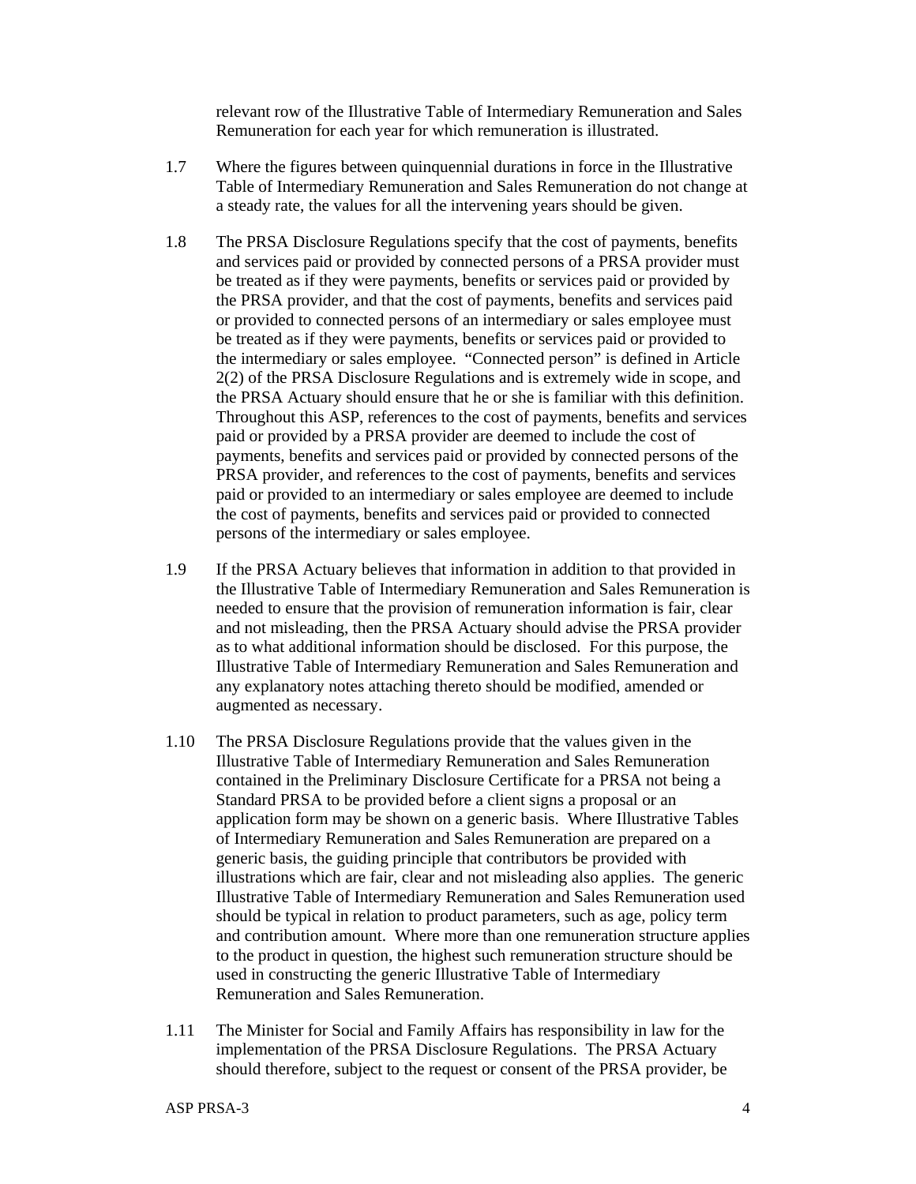relevant row of the Illustrative Table of Intermediary Remuneration and Sales Remuneration for each year for which remuneration is illustrated.

1.7 Where the figures between quinquennial durations in force in the Illustrative Table of Intermediary Remuneration and Sales Remuneration do not change at a steady rate, the values for all the intervening years should be given.

1.8 The PRSA Disclosure Regulations specify that the cost of payments, benefits and services paid or provided by connected persons of a PRSA provider must be treated as if they were payments, benefits or services paid or provided by the PRSA provider, and that the cost of payments, benefits and services paid or provided to connected persons of an intermediary or sales employee must be treated as if they were payments, benefits or services paid or provided to the intermediary or sales employee. "Connected person" is defined in Article 2(2) of the PRSA Disclosure Regulations and is extremely wide in scope, and the PRSA Actuary should ensure that he or she is familiar with this definition. Throughout this ASP, references to the cost of payments, benefits and services paid or provided by a PRSA provider are deemed to include the cost of payments, benefits and services paid or provided by connected persons of the PRSA provider, and references to the cost of payments, benefits and services paid or provided to an intermediary or sales employee are deemed to include the cost of payments, benefits and services paid or provided to connected persons of the intermediary or sales employee.

1.9 If the PRSA Actuary believes that information in addition to that provided in the Illustrative Table of Intermediary Remuneration and Sales Remuneration is needed to ensure that the provision of remuneration information is fair, clear and not misleading, then the PRSA Actuary should advise the PRSA provider as to what additional information should be disclosed. For this purpose, the Illustrative Table of Intermediary Remuneration and Sales Remuneration and any explanatory notes attaching thereto should be modified, amended or augmented as necessary.

1.10 The PRSA Disclosure Regulations provide that the values given in the Illustrative Table of Intermediary Remuneration and Sales Remuneration contained in the Preliminary Disclosure Certificate for a PRSA not being a Standard PRSA to be provided before a client signs a proposal or an application form may be shown on a generic basis. Where Illustrative Tables of Intermediary Remuneration and Sales Remuneration are prepared on a generic basis, the guiding principle that contributors be provided with illustrations which are fair, clear and not misleading also applies. The generic Illustrative Table of Intermediary Remuneration and Sales Remuneration used should be typical in relation to product parameters, such as age, policy term and contribution amount. Where more than one remuneration structure applies to the product in question, the highest such remuneration structure should be used in constructing the generic Illustrative Table of Intermediary Remuneration and Sales Remuneration.

1.11 The Minister for Social and Family Affairs has responsibility in law for the implementation of the PRSA Disclosure Regulations. The PRSA Actuary should therefore, subject to the request or consent of the PRSA provider, be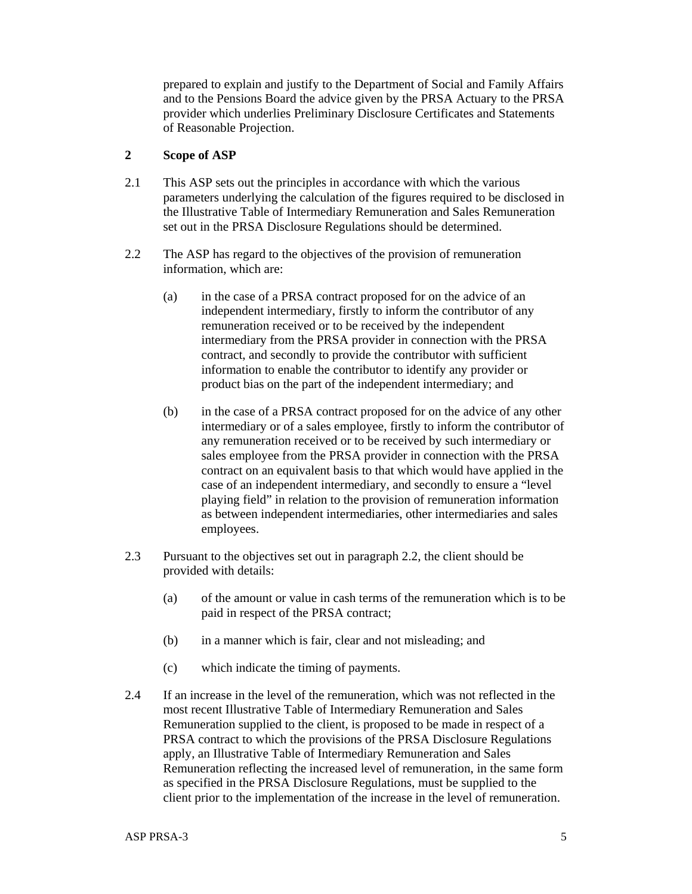prepared to explain and justify to the Department of Social and Family Affairs and to the Pensions Board the advice given by the PRSA Actuary to the PRSA provider which underlies Preliminary Disclosure Certificates and Statements of Reasonable Projection.

## 2 Scope of ASP

2.1 This ASP sets out the principles in accordance with which the various parameters underlying the calculation of the figures required to be disclosed in the Illustrative Table of Intermediary Remuneration and Sales Remuneration set out in the PRSA Disclosure Regulations should be determined.

2.2 The ASP has regard to the objectives of the provision of remuneration information, which are:

(a) in the case of a PRSA contract proposed for on the advice of an independent intermediary, firstly to inform the contributor of any remuneration received or to be received by the independent intermediary from the PRSA provider in connection with the PRSA contract, and secondly to provide the contributor with sufficient information to enable the contributor to identify any provider or product bias on the part of the independent intermediary; and

(b) in the case of a PRSA contract proposed for on the advice of any other intermediary or of a sales employee, firstly to inform the contributor of any remuneration received or to be received by such intermediary or sales employee from the PRSA provider in connection with the PRSA contract on an equivalent basis to that which would have applied in the case of an independent intermediary, and secondly to ensure a "level playing field" in relation to the provision of remuneration information as between independent intermediaries, other intermediaries and sales employees.

2.3 Pursuant to the objectives set out in paragraph 2.2, the client should be provided with details:

(a) of the amount or value in cash terms of the remuneration which is to be paid in respect of the PRSA contract;

(b) in a manner which is fair, clear and not misleading; and

(c) which indicate the timing of payments.

2.4 If an increase in the level of the remuneration, which was not reflected in the most recent Illustrative Table of Intermediary Remuneration and Sales Remuneration supplied to the client, is proposed to be made in respect of a PRSA contract to which the provisions of the PRSA Disclosure Regulations apply, an Illustrative Table of Intermediary Remuneration and Sales Remuneration reflecting the increased level of remuneration, in the same form as specified in the PRSA Disclosure Regulations, must be supplied to the client prior to the implementation of the increase in the level of remuneration.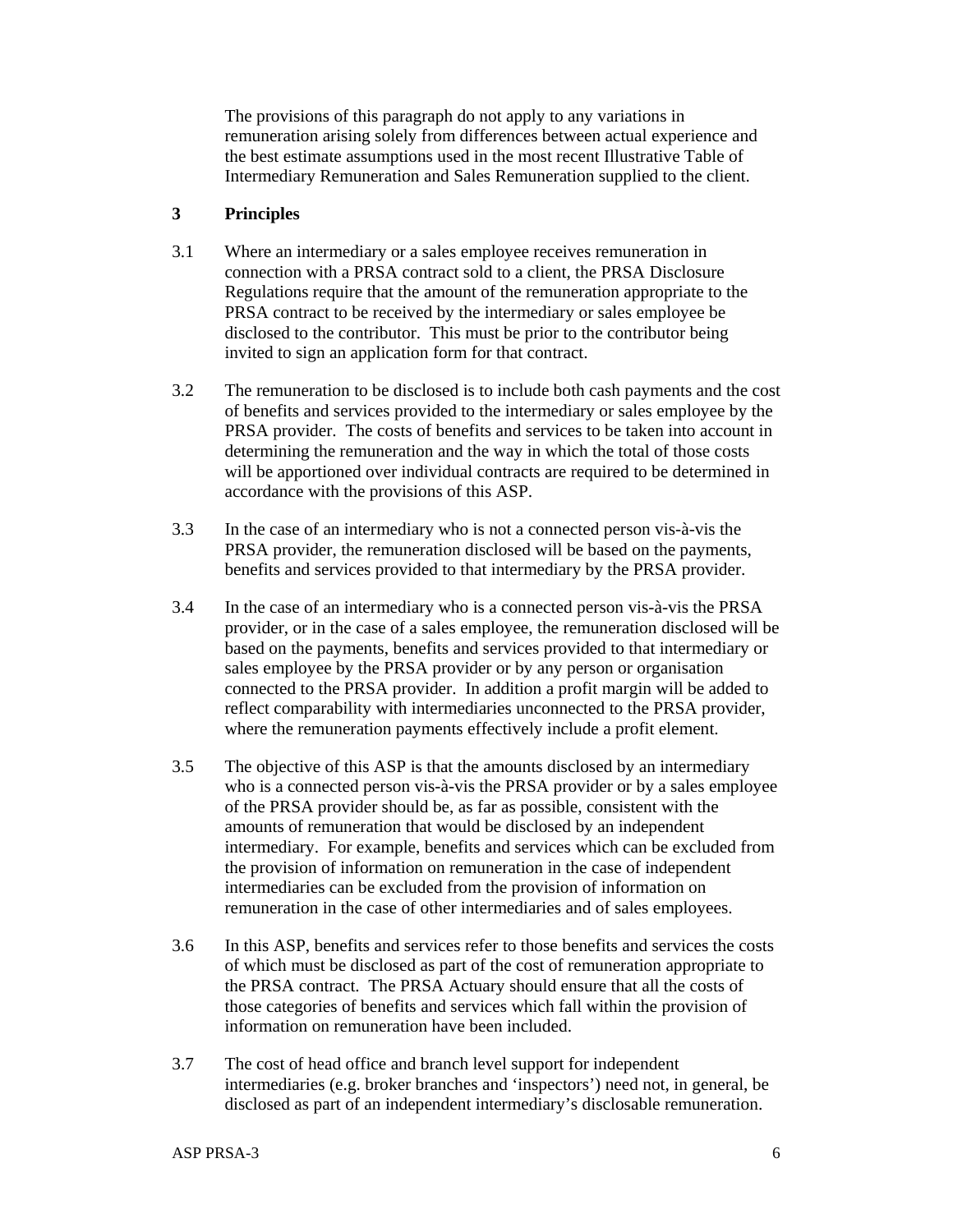The provisions of this paragraph do not apply to any variations in remuneration arising solely from differences between actual experience and the best estimate assumptions used in the most recent Illustrative Table of Intermediary Remuneration and Sales Remuneration supplied to the client.

## 3 Principles

3.1 Where an intermediary or a sales employee receives remuneration in connection with a PRSA contract sold to a client, the PRSA Disclosure Regulations require that the amount of the remuneration appropriate to the PRSA contract to be received by the intermediary or sales employee be disclosed to the contributor. This must be prior to the contributor being invited to sign an application form for that contract.

3.2 The remuneration to be disclosed is to include both cash payments and the cost of benefits and services provided to the intermediary or sales employee by the PRSA provider. The costs of benefits and services to be taken into account in determining the remuneration and the way in which the total of those costs will be apportioned over individual contracts are required to be determined in accordance with the provisions of this ASP.

3.3 In the case of an intermediary who is not a connected person vis-à-vis the PRSA provider, the remuneration disclosed will be based on the payments, benefits and services provided to that intermediary by the PRSA provider.

3.4 In the case of an intermediary who is a connected person vis-à-vis the PRSA provider, or in the case of a sales employee, the remuneration disclosed will be based on the payments, benefits and services provided to that intermediary or sales employee by the PRSA provider or by any person or organisation connected to the PRSA provider. In addition a profit margin will be added to reflect comparability with intermediaries unconnected to the PRSA provider, where the remuneration payments effectively include a profit element.

3.5 The objective of this ASP is that the amounts disclosed by an intermediary who is a connected person vis-à-vis the PRSA provider or by a sales employee of the PRSA provider should be, as far as possible, consistent with the amounts of remuneration that would be disclosed by an independent intermediary. For example, benefits and services which can be excluded from the provision of information on remuneration in the case of independent intermediaries can be excluded from the provision of information on remuneration in the case of other intermediaries and of sales employees.

3.6 In this ASP, benefits and services refer to those benefits and services the costs of which must be disclosed as part of the cost of remuneration appropriate to the PRSA contract. The PRSA Actuary should ensure that all the costs of those categories of benefits and services which fall within the provision of information on remuneration have been included.

3.7 The cost of head office and branch level support for independent intermediaries (e.g. broker branches and 'inspectors') need not, in general, be disclosed as part of an independent intermediary's disclosable remuneration.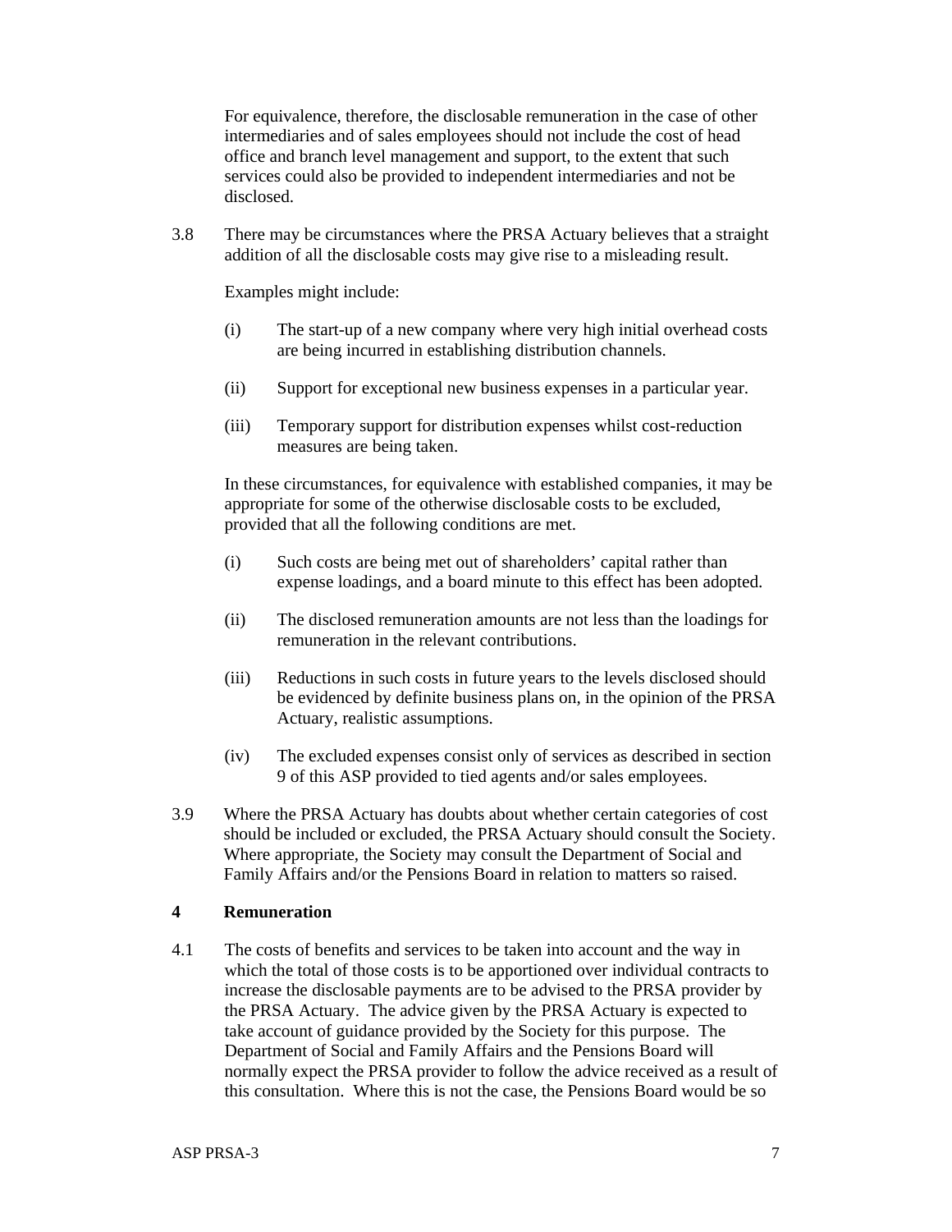For equivalence, therefore, the disclosable remuneration in the case of other intermediaries and of sales employees should not include the cost of head office and branch level management and support, to the extent that such services could also be provided to independent intermediaries and not be disclosed.

3.8 There may be circumstances where the PRSA Actuary believes that a straight addition of all the disclosable costs may give rise to a misleading result.

Examples might include:

(i) The start-up of a new company where very high initial overhead costs are being incurred in establishing distribution channels.

(ii) Support for exceptional new business expenses in a particular year.

(iii) Temporary support for distribution expenses whilst cost-reduction measures are being taken.

In these circumstances, for equivalence with established companies, it may be appropriate for some of the otherwise disclosable costs to be excluded, provided that all the following conditions are met.

(i) Such costs are being met out of shareholders' capital rather than expense loadings, and a board minute to this effect has been adopted.

(ii) The disclosed remuneration amounts are not less than the loadings for remuneration in the relevant contributions.

(iii) Reductions in such costs in future years to the levels disclosed should be evidenced by definite business plans on, in the opinion of the PRSA Actuary, realistic assumptions.

(iv) The excluded expenses consist only of services as described in section 9 of this ASP provided to tied agents and/or sales employees.

3.9 Where the PRSA Actuary has doubts about whether certain categories of cost should be included or excluded, the PRSA Actuary should consult the Society. Where appropriate, the Society may consult the Department of Social and Family Affairs and/or the Pensions Board in relation to matters so raised.

## 4 Remuneration

4.1 The costs of benefits and services to be taken into account and the way in which the total of those costs is to be apportioned over individual contracts to increase the disclosable payments are to be advised to the PRSA provider by the PRSA Actuary. The advice given by the PRSA Actuary is expected to take account of guidance provided by the Society for this purpose. The Department of Social and Family Affairs and the Pensions Board will normally expect the PRSA provider to follow the advice received as a result of this consultation. Where this is not the case, the Pensions Board would be so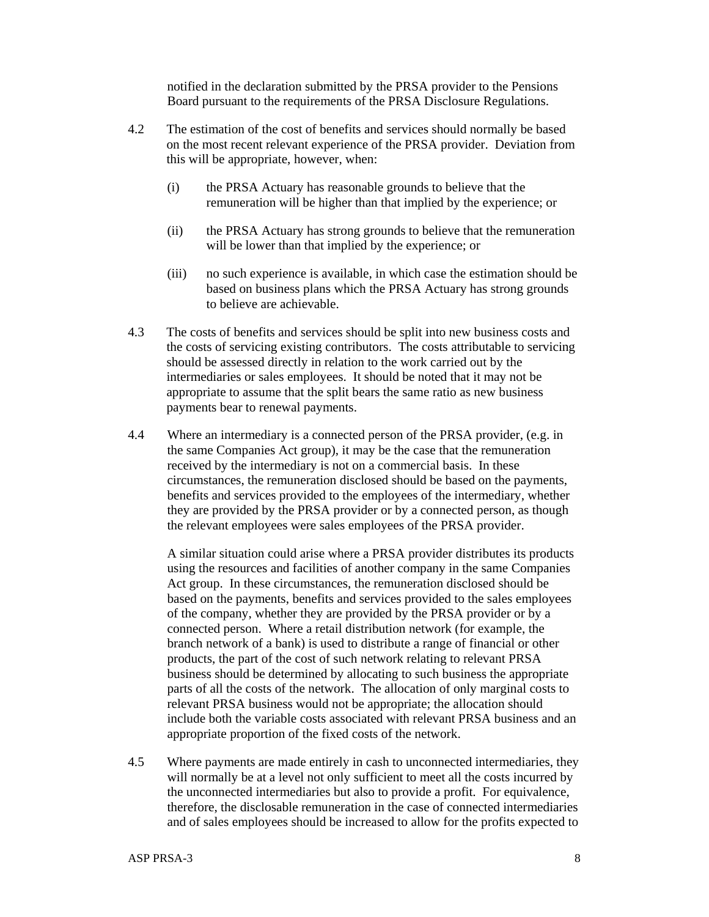notified in the declaration submitted by the PRSA provider to the Pensions Board pursuant to the requirements of the PRSA Disclosure Regulations.

4.2 The estimation of the cost of benefits and services should normally be based on the most recent relevant experience of the PRSA provider. Deviation from this will be appropriate, however, when:

(i) the PRSA Actuary has reasonable grounds to believe that the remuneration will be higher than that implied by the experience; or

(ii) the PRSA Actuary has strong grounds to believe that the remuneration will be lower than that implied by the experience; or

(iii) no such experience is available, in which case the estimation should be based on business plans which the PRSA Actuary has strong grounds to believe are achievable.

4.3 The costs of benefits and services should be split into new business costs and the costs of servicing existing contributors. The costs attributable to servicing should be assessed directly in relation to the work carried out by the intermediaries or sales employees. It should be noted that it may not be appropriate to assume that the split bears the same ratio as new business payments bear to renewal payments.

4.4 Where an intermediary is a connected person of the PRSA provider, (e.g. in the same Companies Act group), it may be the case that the remuneration received by the intermediary is not on a commercial basis. In these circumstances, the remuneration disclosed should be based on the payments, benefits and services provided to the employees of the intermediary, whether they are provided by the PRSA provider or by a connected person, as though the relevant employees were sales employees of the PRSA provider.

A similar situation could arise where a PRSA provider distributes its products using the resources and facilities of another company in the same Companies Act group. In these circumstances, the remuneration disclosed should be based on the payments, benefits and services provided to the sales employees of the company, whether they are provided by the PRSA provider or by a connected person. Where a retail distribution network (for example, the branch network of a bank) is used to distribute a range of financial or other products, the part of the cost of such network relating to relevant PRSA business should be determined by allocating to such business the appropriate parts of all the costs of the network. The allocation of only marginal costs to relevant PRSA business would not be appropriate; the allocation should include both the variable costs associated with relevant PRSA business and an appropriate proportion of the fixed costs of the network.

4.5 Where payments are made entirely in cash to unconnected intermediaries, they will normally be at a level not only sufficient to meet all the costs incurred by the unconnected intermediaries but also to provide a profit. For equivalence, therefore, the disclosable remuneration in the case of connected intermediaries and of sales employees should be increased to allow for the profits expected to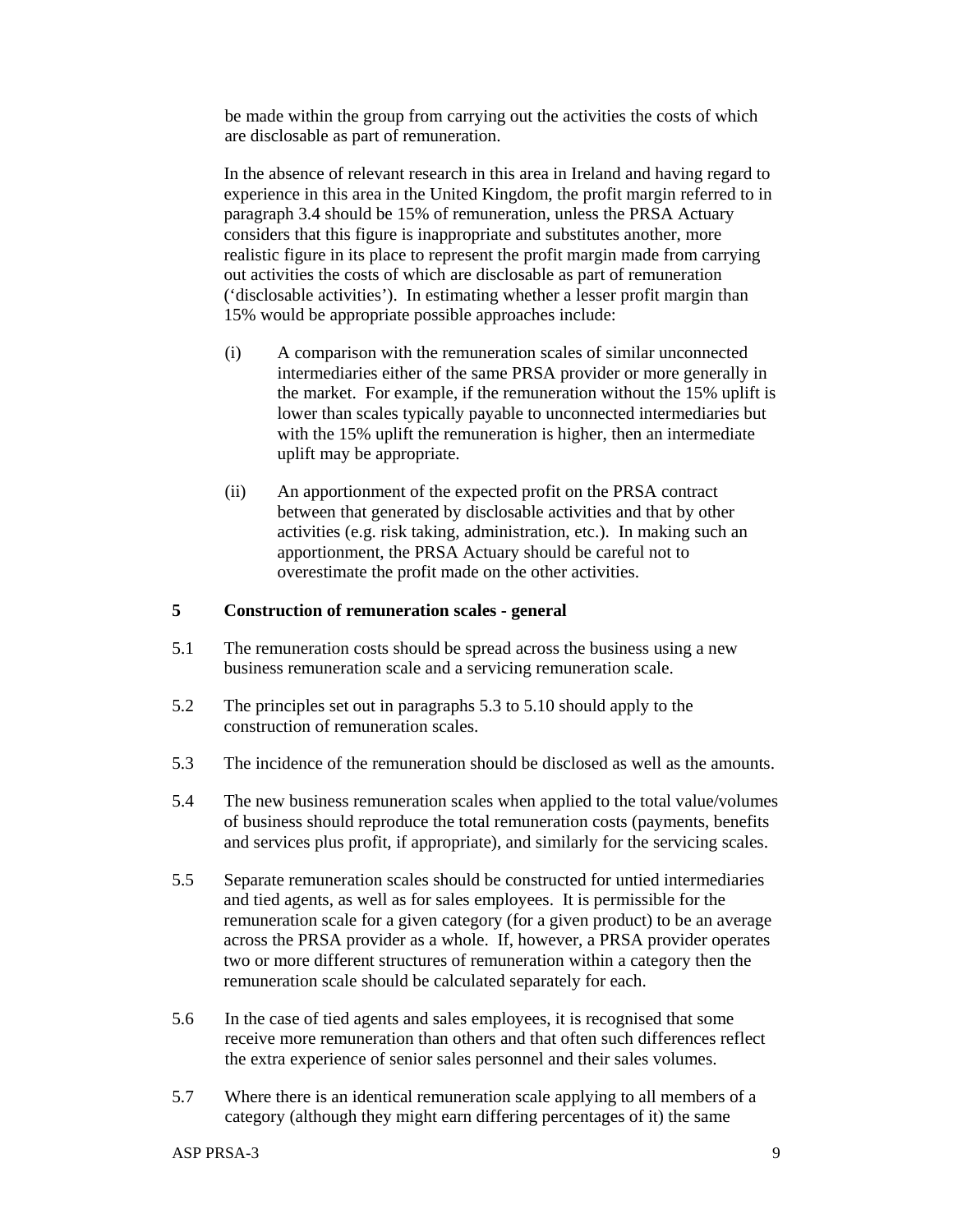be made within the group from carrying out the activities the costs of which are disclosable as part of remuneration.

In the absence of relevant research in this area in Ireland and having regard to experience in this area in the United Kingdom, the profit margin referred to in paragraph 3.4 should be 15% of remuneration, unless the PRSA Actuary considers that this figure is inappropriate and substitutes another, more realistic figure in its place to represent the profit margin made from carrying out activities the costs of which are disclosable as part of remuneration ('disclosable activities'). In estimating whether a lesser profit margin than 15% would be appropriate possible approaches include:

(i) A comparison with the remuneration scales of similar unconnected intermediaries either of the same PRSA provider or more generally in the market. For example, if the remuneration without the 15% uplift is lower than scales typically payable to unconnected intermediaries but with the 15% uplift the remuneration is higher, then an intermediate uplift may be appropriate.

(ii) An apportionment of the expected profit on the PRSA contract between that generated by disclosable activities and that by other activities (e.g. risk taking, administration, etc.). In making such an apportionment, the PRSA Actuary should be careful not to overestimate the profit made on the other activities.

## 5 Construction of remuneration scales - general

5.1 The remuneration costs should be spread across the business using a new business remuneration scale and a servicing remuneration scale.

5.2 The principles set out in paragraphs 5.3 to 5.10 should apply to the construction of remuneration scales.

5.3 The incidence of the remuneration should be disclosed as well as the amounts.

5.4 The new business remuneration scales when applied to the total value/volumes of business should reproduce the total remuneration costs (payments, benefits and services plus profit, if appropriate), and similarly for the servicing scales.

5.5 Separate remuneration scales should be constructed for untied intermediaries and tied agents, as well as for sales employees. It is permissible for the remuneration scale for a given category (for a given product) to be an average across the PRSA provider as a whole. If, however, a PRSA provider operates two or more different structures of remuneration within a category then the remuneration scale should be calculated separately for each.

5.6 In the case of tied agents and sales employees, it is recognised that some receive more remuneration than others and that often such differences reflect the extra experience of senior sales personnel and their sales volumes.

5.7 Where there is an identical remuneration scale applying to all members of a category (although they might earn differing percentages of it) the same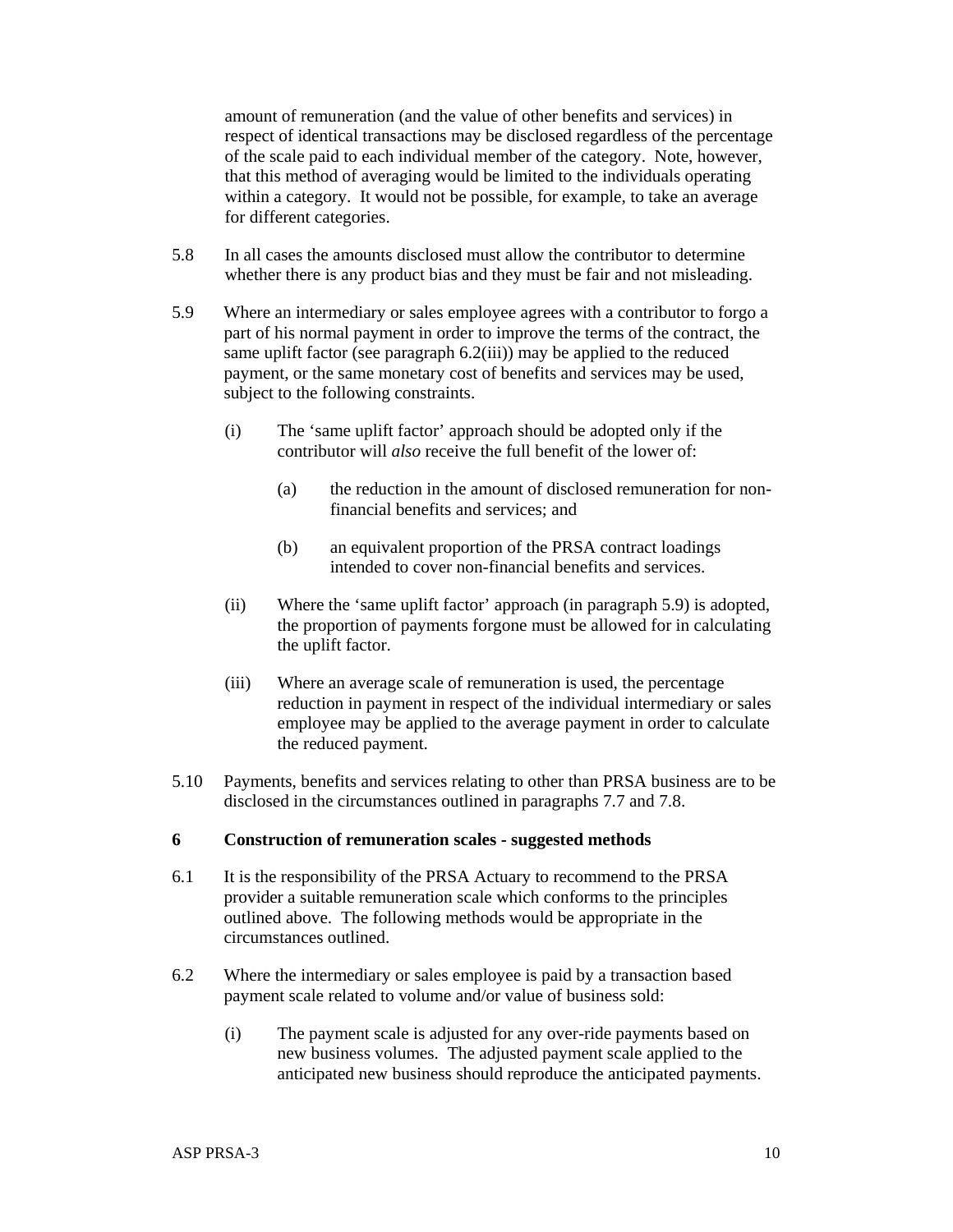amount of remuneration (and the value of other benefits and services) in respect of identical transactions may be disclosed regardless of the percentage of the scale paid to each individual member of the category. Note, however, that this method of averaging would be limited to the individuals operating within a category. It would not be possible, for example, to take an average for different categories.

5.8 In all cases the amounts disclosed must allow the contributor to determine whether there is any product bias and they must be fair and not misleading.

5.9 Where an intermediary or sales employee agrees with a contributor to forgo a part of his normal payment in order to improve the terms of the contract, the same uplift factor (see paragraph 6.2(iii)) may be applied to the reduced payment, or the same monetary cost of benefits and services may be used, subject to the following constraints.

(i) The 'same uplift factor' approach should be adopted only if the contributor will *also* receive the full benefit of the lower of:

(a) the reduction in the amount of disclosed remuneration for non-financial benefits and services; and

(b) an equivalent proportion of the PRSA contract loadings intended to cover non-financial benefits and services.

(ii) Where the 'same uplift factor' approach (in paragraph 5.9) is adopted, the proportion of payments forgone must be allowed for in calculating the uplift factor.

(iii) Where an average scale of remuneration is used, the percentage reduction in payment in respect of the individual intermediary or sales employee may be applied to the average payment in order to calculate the reduced payment.

5.10 Payments, benefits and services relating to other than PRSA business are to be disclosed in the circumstances outlined in paragraphs 7.7 and 7.8.

## 6 Construction of remuneration scales - suggested methods

6.1 It is the responsibility of the PRSA Actuary to recommend to the PRSA provider a suitable remuneration scale which conforms to the principles outlined above. The following methods would be appropriate in the circumstances outlined.

6.2 Where the intermediary or sales employee is paid by a transaction based payment scale related to volume and/or value of business sold:

(i) The payment scale is adjusted for any over-ride payments based on new business volumes. The adjusted payment scale applied to the anticipated new business should reproduce the anticipated payments.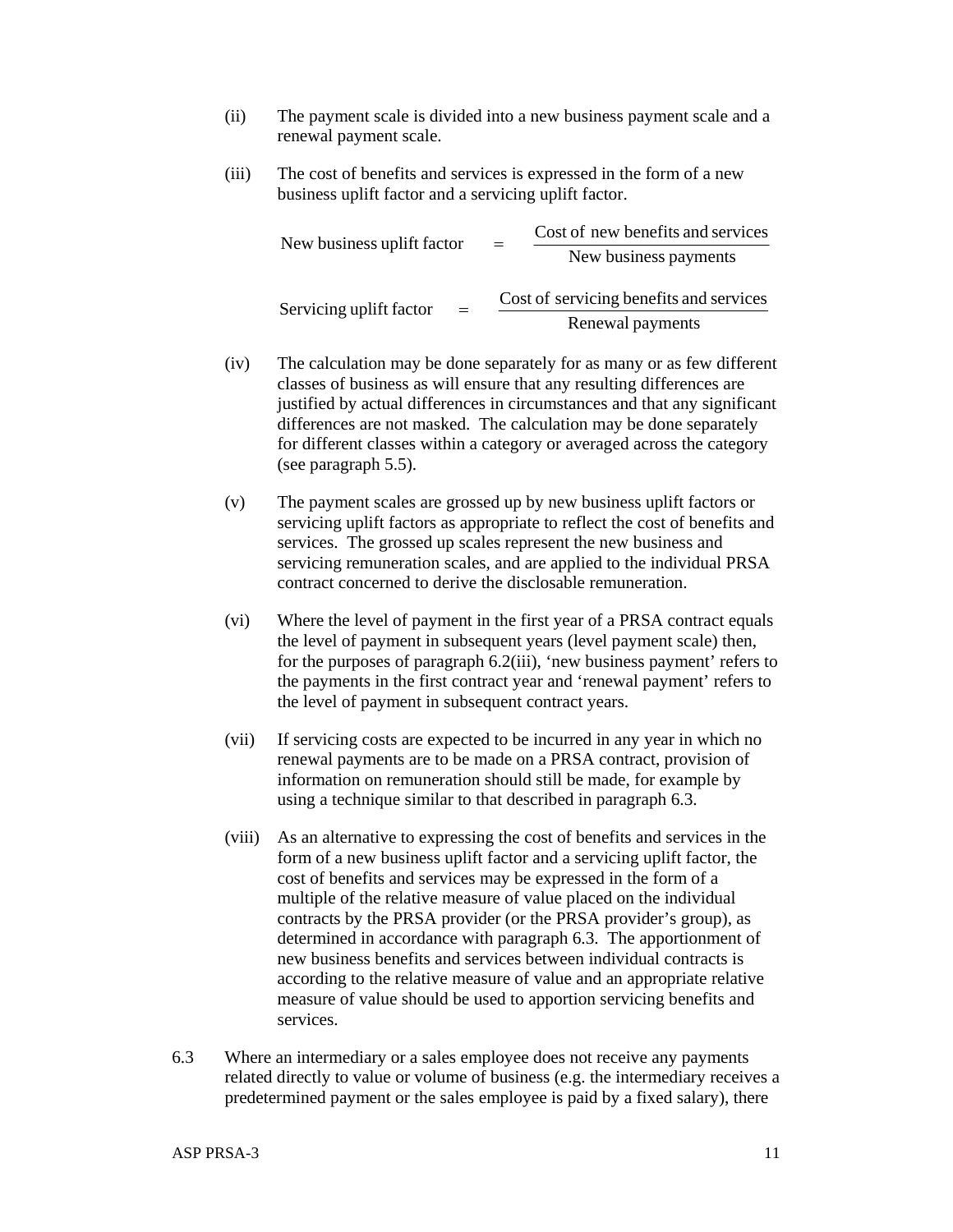(ii) The payment scale is divided into a new business payment scale and a renewal payment scale.

(iii) The cost of benefits and services is expressed in the form of a new business uplift factor and a servicing uplift factor.

$$\text{New business uplift factor} = \frac{\text{Cost of new benefits and services}}{\text{New business payments}}$$

$$\text{Servicing uplift factor} = \frac{\text{Cost of servicing benefits and services}}{\text{Renewal payments}}$$

(iv) The calculation may be done separately for as many or as few different classes of business as will ensure that any resulting differences are justified by actual differences in circumstances and that any significant differences are not masked. The calculation may be done separately for different classes within a category or averaged across the category (see paragraph 5.5).

(v) The payment scales are grossed up by new business uplift factors or servicing uplift factors as appropriate to reflect the cost of benefits and services. The grossed up scales represent the new business and servicing remuneration scales, and are applied to the individual PRSA contract concerned to derive the disclosable remuneration.

(vi) Where the level of payment in the first year of a PRSA contract equals the level of payment in subsequent years (level payment scale) then, for the purposes of paragraph 6.2(iii), 'new business payment' refers to the payments in the first contract year and 'renewal payment' refers to the level of payment in subsequent contract years.

(vii) If servicing costs are expected to be incurred in any year in which no renewal payments are to be made on a PRSA contract, provision of information on remuneration should still be made, for example by using a technique similar to that described in paragraph 6.3.

(viii) As an alternative to expressing the cost of benefits and services in the form of a new business uplift factor and a servicing uplift factor, the cost of benefits and services may be expressed in the form of a multiple of the relative measure of value placed on the individual contracts by the PRSA provider (or the PRSA provider's group), as determined in accordance with paragraph 6.3. The apportionment of new business benefits and services between individual contracts is according to the relative measure of value and an appropriate relative measure of value should be used to apportion servicing benefits and services.

6.3 Where an intermediary or a sales employee does not receive any payments related directly to value or volume of business (e.g. the intermediary receives a predetermined payment or the sales employee is paid by a fixed salary), there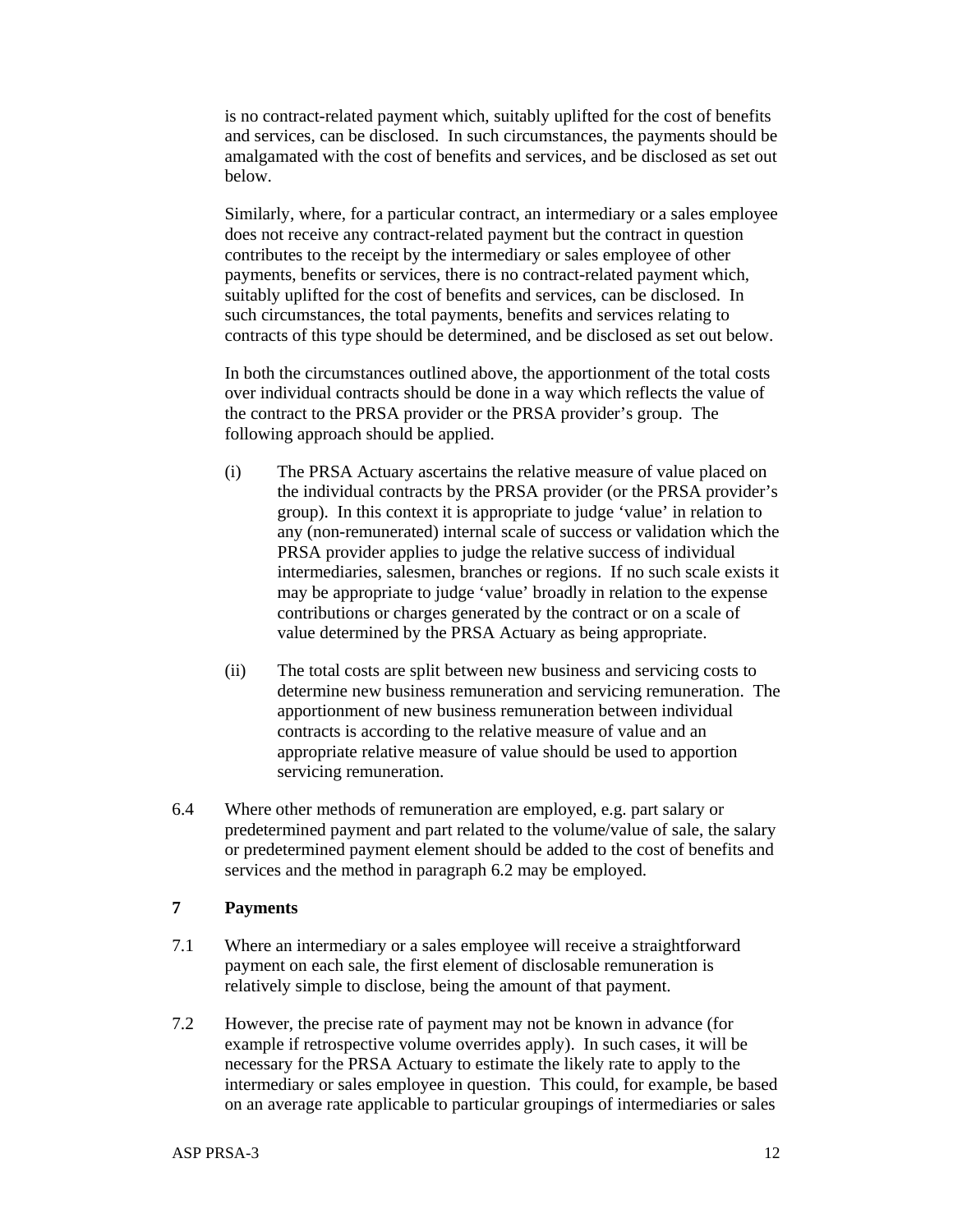is no contract-related payment which, suitably uplifted for the cost of benefits and services, can be disclosed. In such circumstances, the payments should be amalgamated with the cost of benefits and services, and be disclosed as set out below.

Similarly, where, for a particular contract, an intermediary or a sales employee does not receive any contract-related payment but the contract in question contributes to the receipt by the intermediary or sales employee of other payments, benefits or services, there is no contract-related payment which, suitably uplifted for the cost of benefits and services, can be disclosed. In such circumstances, the total payments, benefits and services relating to contracts of this type should be determined, and be disclosed as set out below.

In both the circumstances outlined above, the apportionment of the total costs over individual contracts should be done in a way which reflects the value of the contract to the PRSA provider or the PRSA provider's group. The following approach should be applied.

(i) The PRSA Actuary ascertains the relative measure of value placed on the individual contracts by the PRSA provider (or the PRSA provider's group). In this context it is appropriate to judge 'value' in relation to any (non-remunerated) internal scale of success or validation which the PRSA provider applies to judge the relative success of individual intermediaries, salesmen, branches or regions. If no such scale exists it may be appropriate to judge 'value' broadly in relation to the expense contributions or charges generated by the contract or on a scale of value determined by the PRSA Actuary as being appropriate.

(ii) The total costs are split between new business and servicing costs to determine new business remuneration and servicing remuneration. The apportionment of new business remuneration between individual contracts is according to the relative measure of value and an appropriate relative measure of value should be used to apportion servicing remuneration.

6.4 Where other methods of remuneration are employed, e.g. part salary or predetermined payment and part related to the volume/value of sale, the salary or predetermined payment element should be added to the cost of benefits and services and the method in paragraph 6.2 may be employed.

## 7 Payments

7.1 Where an intermediary or a sales employee will receive a straightforward payment on each sale, the first element of disclosable remuneration is relatively simple to disclose, being the amount of that payment.

7.2 However, the precise rate of payment may not be known in advance (for example if retrospective volume overrides apply). In such cases, it will be necessary for the PRSA Actuary to estimate the likely rate to apply to the intermediary or sales employee in question. This could, for example, be based on an average rate applicable to particular groupings of intermediaries or sales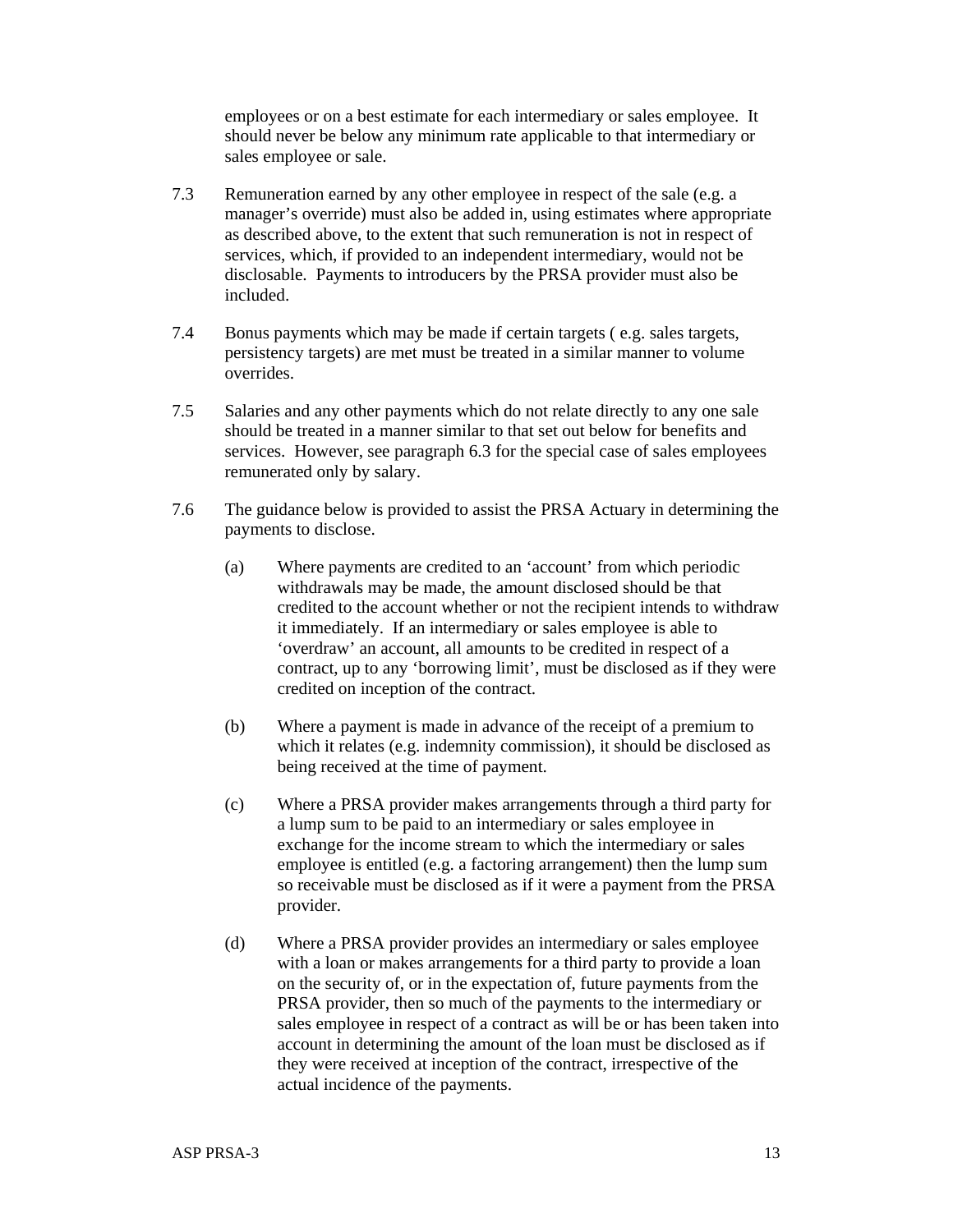employees or on a best estimate for each intermediary or sales employee. It should never be below any minimum rate applicable to that intermediary or sales employee or sale.

7.3 Remuneration earned by any other employee in respect of the sale (e.g. a manager's override) must also be added in, using estimates where appropriate as described above, to the extent that such remuneration is not in respect of services, which, if provided to an independent intermediary, would not be disclosable. Payments to introducers by the PRSA provider must also be included.

7.4 Bonus payments which may be made if certain targets ( e.g. sales targets, persistency targets) are met must be treated in a similar manner to volume overrides.

7.5 Salaries and any other payments which do not relate directly to any one sale should be treated in a manner similar to that set out below for benefits and services. However, see paragraph 6.3 for the special case of sales employees remunerated only by salary.

7.6 The guidance below is provided to assist the PRSA Actuary in determining the payments to disclose.

(a) Where payments are credited to an 'account' from which periodic withdrawals may be made, the amount disclosed should be that credited to the account whether or not the recipient intends to withdraw it immediately. If an intermediary or sales employee is able to 'overdraw' an account, all amounts to be credited in respect of a contract, up to any 'borrowing limit', must be disclosed as if they were credited on inception of the contract.

(b) Where a payment is made in advance of the receipt of a premium to which it relates (e.g. indemnity commission), it should be disclosed as being received at the time of payment.

(c) Where a PRSA provider makes arrangements through a third party for a lump sum to be paid to an intermediary or sales employee in exchange for the income stream to which the intermediary or sales employee is entitled (e.g. a factoring arrangement) then the lump sum so receivable must be disclosed as if it were a payment from the PRSA provider.

(d) Where a PRSA provider provides an intermediary or sales employee with a loan or makes arrangements for a third party to provide a loan on the security of, or in the expectation of, future payments from the PRSA provider, then so much of the payments to the intermediary or sales employee in respect of a contract as will be or has been taken into account in determining the amount of the loan must be disclosed as if they were received at inception of the contract, irrespective of the actual incidence of the payments.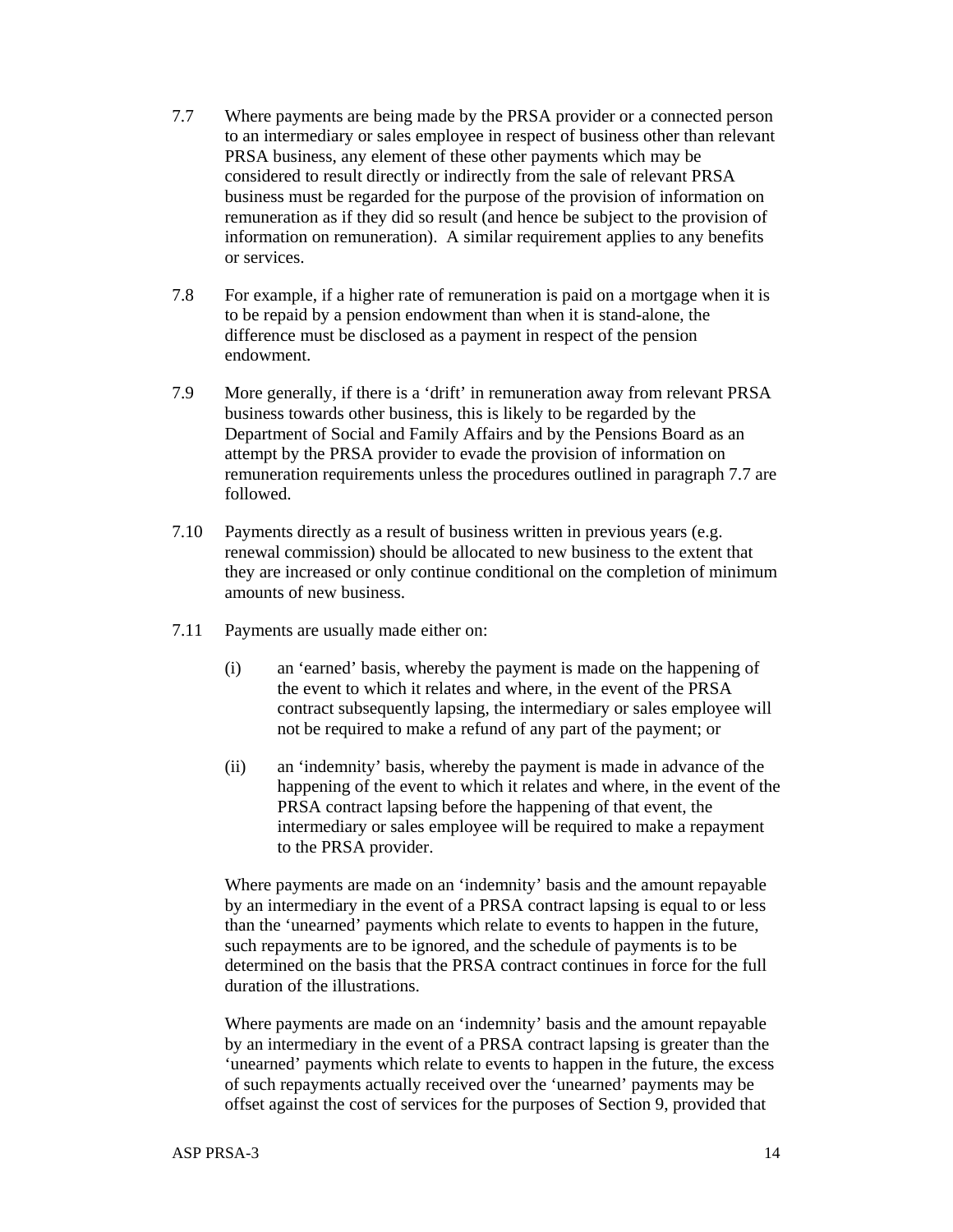7.7 Where payments are being made by the PRSA provider or a connected person to an intermediary or sales employee in respect of business other than relevant PRSA business, any element of these other payments which may be considered to result directly or indirectly from the sale of relevant PRSA business must be regarded for the purpose of the provision of information on remuneration as if they did so result (and hence be subject to the provision of information on remuneration). A similar requirement applies to any benefits or services.

7.8 For example, if a higher rate of remuneration is paid on a mortgage when it is to be repaid by a pension endowment than when it is stand-alone, the difference must be disclosed as a payment in respect of the pension endowment.

7.9 More generally, if there is a 'drift' in remuneration away from relevant PRSA business towards other business, this is likely to be regarded by the Department of Social and Family Affairs and by the Pensions Board as an attempt by the PRSA provider to evade the provision of information on remuneration requirements unless the procedures outlined in paragraph 7.7 are followed.

7.10 Payments directly as a result of business written in previous years (e.g. renewal commission) should be allocated to new business to the extent that they are increased or only continue conditional on the completion of minimum amounts of new business.

7.11 Payments are usually made either on:

(i) an 'earned' basis, whereby the payment is made on the happening of the event to which it relates and where, in the event of the PRSA contract subsequently lapsing, the intermediary or sales employee will not be required to make a refund of any part of the payment; or

(ii) an 'indemnity' basis, whereby the payment is made in advance of the happening of the event to which it relates and where, in the event of the PRSA contract lapsing before the happening of that event, the intermediary or sales employee will be required to make a repayment to the PRSA provider.

Where payments are made on an 'indemnity' basis and the amount repayable by an intermediary in the event of a PRSA contract lapsing is equal to or less than the 'unearned' payments which relate to events to happen in the future, such repayments are to be ignored, and the schedule of payments is to be determined on the basis that the PRSA contract continues in force for the full duration of the illustrations.

Where payments are made on an 'indemnity' basis and the amount repayable by an intermediary in the event of a PRSA contract lapsing is greater than the 'unearned' payments which relate to events to happen in the future, the excess of such repayments actually received over the 'unearned' payments may be offset against the cost of services for the purposes of Section 9, provided that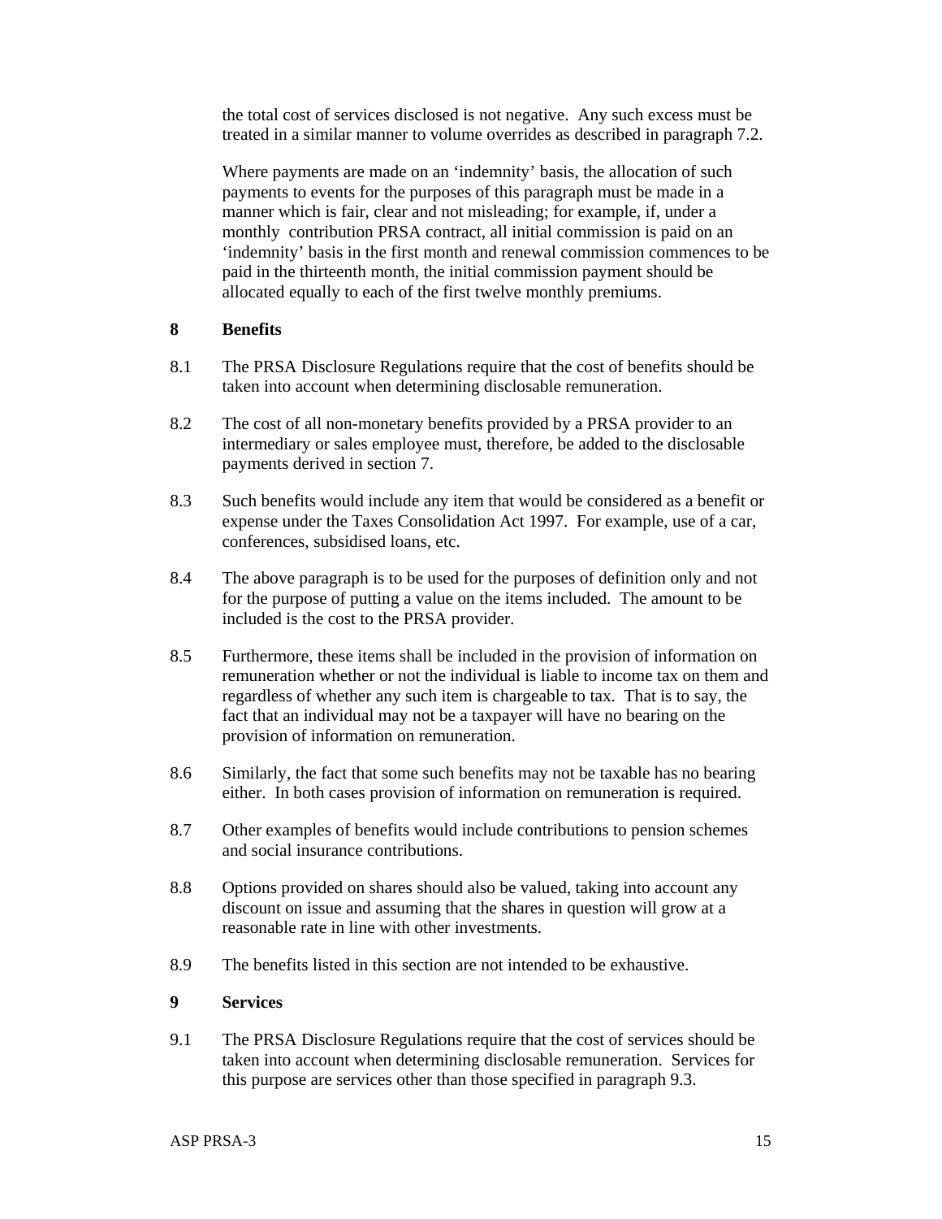the total cost of services disclosed is not negative. Any such excess must be treated in a similar manner to volume overrides as described in paragraph 7.2.

Where payments are made on an 'indemnity' basis, the allocation of such payments to events for the purposes of this paragraph must be made in a manner which is fair, clear and not misleading; for example, if, under a monthly contribution PRSA contract, all initial commission is paid on an 'indemnity' basis in the first month and renewal commission commences to be paid in the thirteenth month, the initial commission payment should be allocated equally to each of the first twelve monthly premiums.

## 8 Benefits

8.1 The PRSA Disclosure Regulations require that the cost of benefits should be taken into account when determining disclosable remuneration.

8.2 The cost of all non-monetary benefits provided by a PRSA provider to an intermediary or sales employee must, therefore, be added to the disclosable payments derived in section 7.

8.3 Such benefits would include any item that would be considered as a benefit or expense under the Taxes Consolidation Act 1997. For example, use of a car, conferences, subsidised loans, etc.

8.4 The above paragraph is to be used for the purposes of definition only and not for the purpose of putting a value on the items included. The amount to be included is the cost to the PRSA provider.

8.5 Furthermore, these items shall be included in the provision of information on remuneration whether or not the individual is liable to income tax on them and regardless of whether any such item is chargeable to tax. That is to say, the fact that an individual may not be a taxpayer will have no bearing on the provision of information on remuneration.

8.6 Similarly, the fact that some such benefits may not be taxable has no bearing either. In both cases provision of information on remuneration is required.

8.7 Other examples of benefits would include contributions to pension schemes and social insurance contributions.

8.8 Options provided on shares should also be valued, taking into account any discount on issue and assuming that the shares in question will grow at a reasonable rate in line with other investments.

8.9 The benefits listed in this section are not intended to be exhaustive.

## 9 Services

9.1 The PRSA Disclosure Regulations require that the cost of services should be taken into account when determining disclosable remuneration. Services for this purpose are services other than those specified in paragraph 9.3.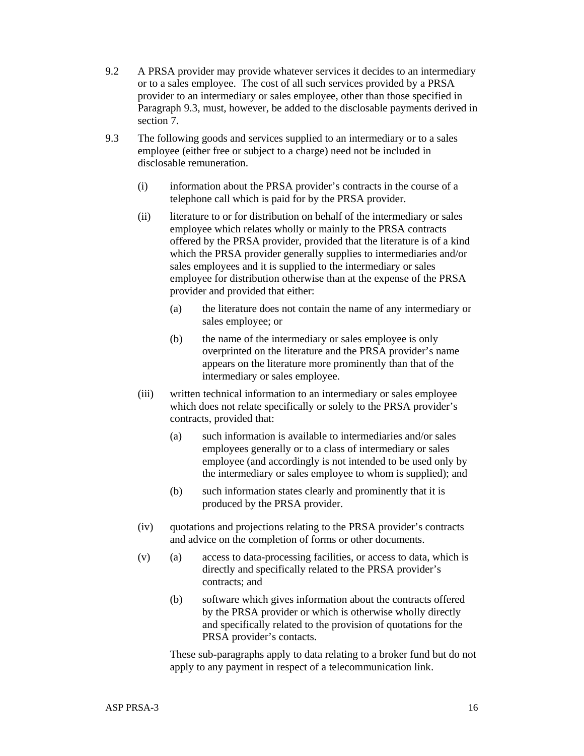9.2 A PRSA provider may provide whatever services it decides to an intermediary or to a sales employee. The cost of all such services provided by a PRSA provider to an intermediary or sales employee, other than those specified in Paragraph 9.3, must, however, be added to the disclosable payments derived in section 7.

9.3 The following goods and services supplied to an intermediary or to a sales employee (either free or subject to a charge) need not be included in disclosable remuneration.

(i) information about the PRSA provider's contracts in the course of a telephone call which is paid for by the PRSA provider.

(ii) literature to or for distribution on behalf of the intermediary or sales employee which relates wholly or mainly to the PRSA contracts offered by the PRSA provider, provided that the literature is of a kind which the PRSA provider generally supplies to intermediaries and/or sales employees and it is supplied to the intermediary or sales employee for distribution otherwise than at the expense of the PRSA provider and provided that either:

(a) the literature does not contain the name of any intermediary or sales employee; or

(b) the name of the intermediary or sales employee is only overprinted on the literature and the PRSA provider's name appears on the literature more prominently than that of the intermediary or sales employee.

(iii) written technical information to an intermediary or sales employee which does not relate specifically or solely to the PRSA provider's contracts, provided that:

(a) such information is available to intermediaries and/or sales employees generally or to a class of intermediary or sales employee (and accordingly is not intended to be used only by the intermediary or sales employee to whom is supplied); and

(b) such information states clearly and prominently that it is produced by the PRSA provider.

(iv) quotations and projections relating to the PRSA provider's contracts and advice on the completion of forms or other documents.

(v) (a) access to data-processing facilities, or access to data, which is directly and specifically related to the PRSA provider's contracts; and

(b) software which gives information about the contracts offered by the PRSA provider or which is otherwise wholly directly and specifically related to the provision of quotations for the PRSA provider's contacts.

These sub-paragraphs apply to data relating to a broker fund but do not apply to any payment in respect of a telecommunication link.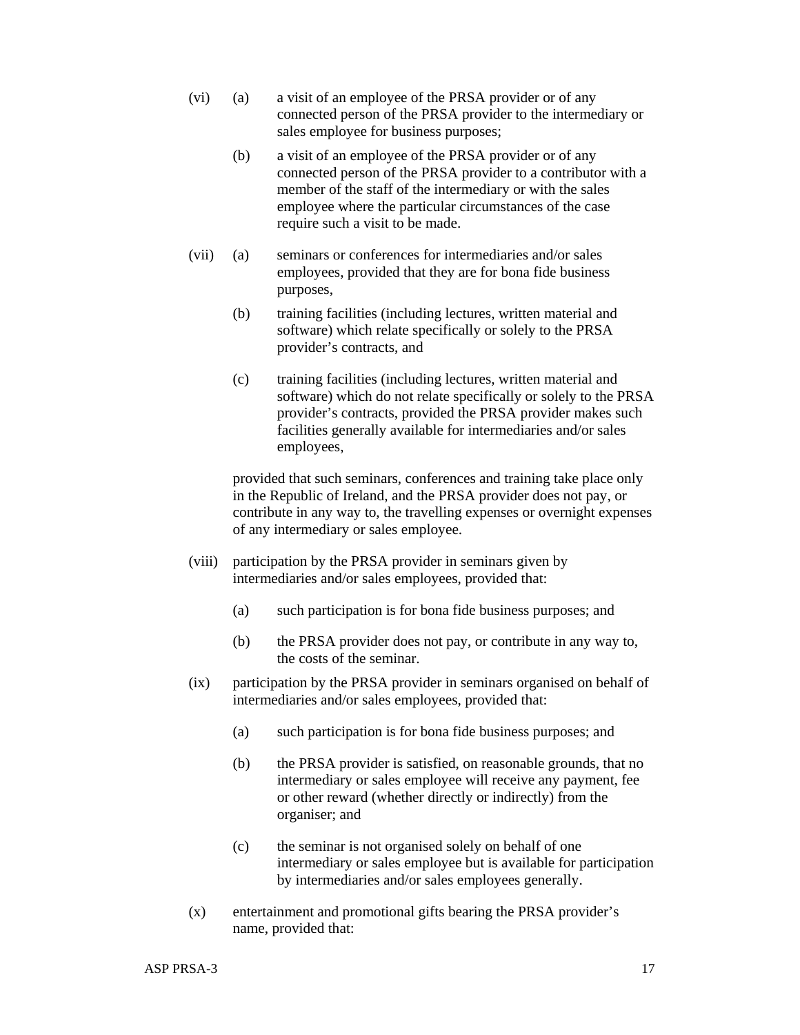(vi) (a) a visit of an employee of the PRSA provider or of any connected person of the PRSA provider to the intermediary or sales employee for business purposes;

(b) a visit of an employee of the PRSA provider or of any connected person of the PRSA provider to a contributor with a member of the staff of the intermediary or with the sales employee where the particular circumstances of the case require such a visit to be made.

(vii) (a) seminars or conferences for intermediaries and/or sales employees, provided that they are for bona fide business purposes,

(b) training facilities (including lectures, written material and software) which relate specifically or solely to the PRSA provider's contracts, and

(c) training facilities (including lectures, written material and software) which do not relate specifically or solely to the PRSA provider's contracts, provided the PRSA provider makes such facilities generally available for intermediaries and/or sales employees,

provided that such seminars, conferences and training take place only in the Republic of Ireland, and the PRSA provider does not pay, or contribute in any way to, the travelling expenses or overnight expenses of any intermediary or sales employee.

(viii) participation by the PRSA provider in seminars given by intermediaries and/or sales employees, provided that:

(a) such participation is for bona fide business purposes; and

(b) the PRSA provider does not pay, or contribute in any way to, the costs of the seminar.

(ix) participation by the PRSA provider in seminars organised on behalf of intermediaries and/or sales employees, provided that:

(a) such participation is for bona fide business purposes; and

(b) the PRSA provider is satisfied, on reasonable grounds, that no intermediary or sales employee will receive any payment, fee or other reward (whether directly or indirectly) from the organiser; and

(c) the seminar is not organised solely on behalf of one intermediary or sales employee but is available for participation by intermediaries and/or sales employees generally.

(x) entertainment and promotional gifts bearing the PRSA provider's name, provided that: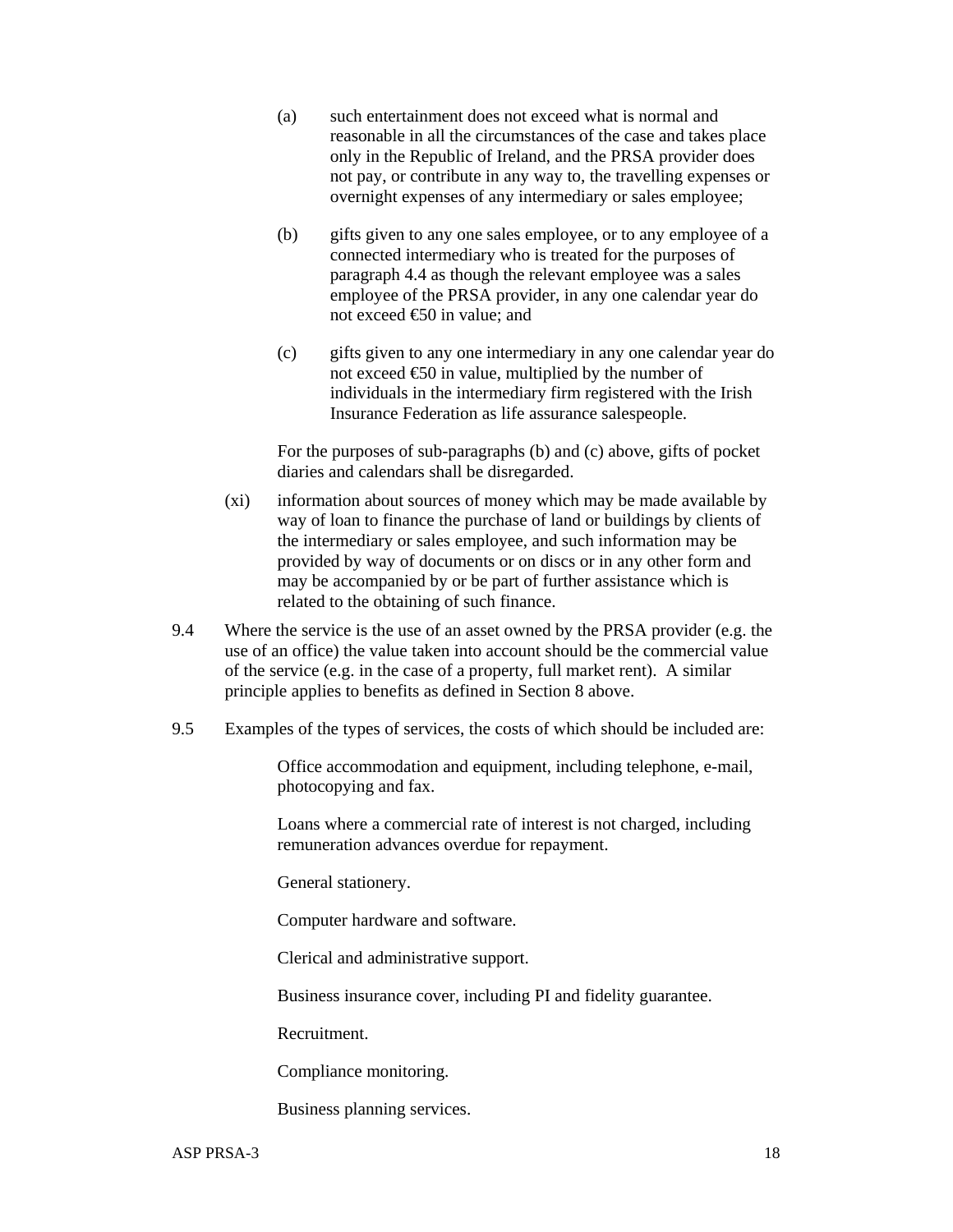(a) such entertainment does not exceed what is normal and reasonable in all the circumstances of the case and takes place only in the Republic of Ireland, and the PRSA provider does not pay, or contribute in any way to, the travelling expenses or overnight expenses of any intermediary or sales employee;

(b) gifts given to any one sales employee, or to any employee of a connected intermediary who is treated for the purposes of paragraph 4.4 as though the relevant employee was a sales employee of the PRSA provider, in any one calendar year do not exceed €50 in value; and

(c) gifts given to any one intermediary in any one calendar year do not exceed €50 in value, multiplied by the number of individuals in the intermediary firm registered with the Irish Insurance Federation as life assurance salespeople.

For the purposes of sub-paragraphs (b) and (c) above, gifts of pocket diaries and calendars shall be disregarded.

(xi) information about sources of money which may be made available by way of loan to finance the purchase of land or buildings by clients of the intermediary or sales employee, and such information may be provided by way of documents or on discs or in any other form and may be accompanied by or be part of further assistance which is related to the obtaining of such finance.

9.4 Where the service is the use of an asset owned by the PRSA provider (e.g. the use of an office) the value taken into account should be the commercial value of the service (e.g. in the case of a property, full market rent). A similar principle applies to benefits as defined in Section 8 above.

9.5 Examples of the types of services, the costs of which should be included are:

Office accommodation and equipment, including telephone, e-mail, photocopying and fax.

Loans where a commercial rate of interest is not charged, including remuneration advances overdue for repayment.

General stationery.

Computer hardware and software.

Clerical and administrative support.

Business insurance cover, including PI and fidelity guarantee.

Recruitment.

Compliance monitoring.

Business planning services.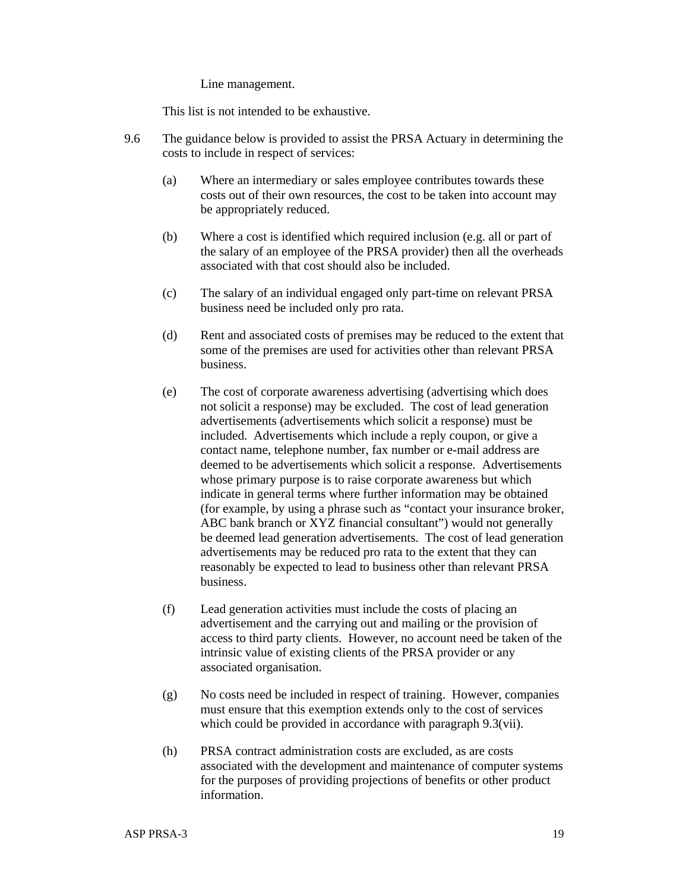Line management.

This list is not intended to be exhaustive.

9.6 The guidance below is provided to assist the PRSA Actuary in determining the costs to include in respect of services:

(a) Where an intermediary or sales employee contributes towards these costs out of their own resources, the cost to be taken into account may be appropriately reduced.

(b) Where a cost is identified which required inclusion (e.g. all or part of the salary of an employee of the PRSA provider) then all the overheads associated with that cost should also be included.

(c) The salary of an individual engaged only part-time on relevant PRSA business need be included only pro rata.

(d) Rent and associated costs of premises may be reduced to the extent that some of the premises are used for activities other than relevant PRSA business.

(e) The cost of corporate awareness advertising (advertising which does not solicit a response) may be excluded. The cost of lead generation advertisements (advertisements which solicit a response) must be included. Advertisements which include a reply coupon, or give a contact name, telephone number, fax number or e-mail address are deemed to be advertisements which solicit a response. Advertisements whose primary purpose is to raise corporate awareness but which indicate in general terms where further information may be obtained (for example, by using a phrase such as "contact your insurance broker, ABC bank branch or XYZ financial consultant") would not generally be deemed lead generation advertisements. The cost of lead generation advertisements may be reduced pro rata to the extent that they can reasonably be expected to lead to business other than relevant PRSA business.

(f) Lead generation activities must include the costs of placing an advertisement and the carrying out and mailing or the provision of access to third party clients. However, no account need be taken of the intrinsic value of existing clients of the PRSA provider or any associated organisation.

(g) No costs need be included in respect of training. However, companies must ensure that this exemption extends only to the cost of services which could be provided in accordance with paragraph 9.3(vii).

(h) PRSA contract administration costs are excluded, as are costs associated with the development and maintenance of computer systems for the purposes of providing projections of benefits or other product information.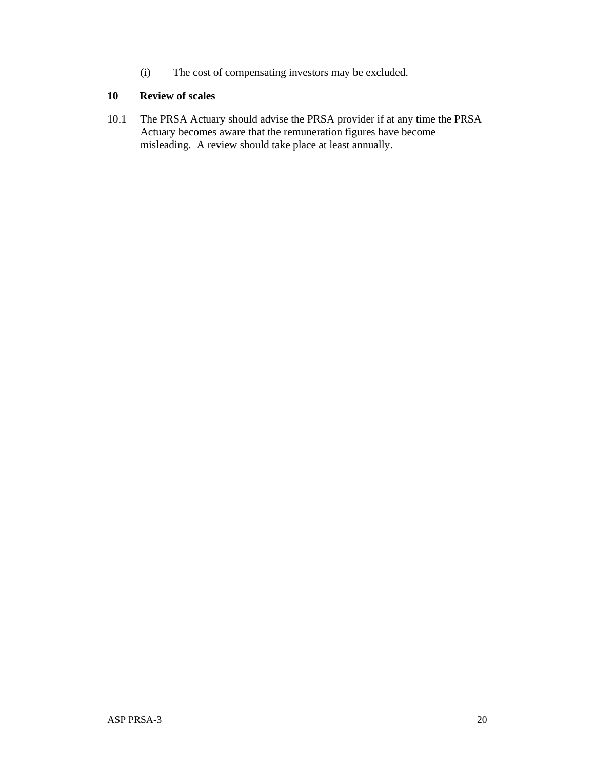(i) The cost of compensating investors may be excluded.

## 10 Review of scales

10.1 The PRSA Actuary should advise the PRSA provider if at any time the PRSA Actuary becomes aware that the remuneration figures have become misleading. A review should take place at least annually.